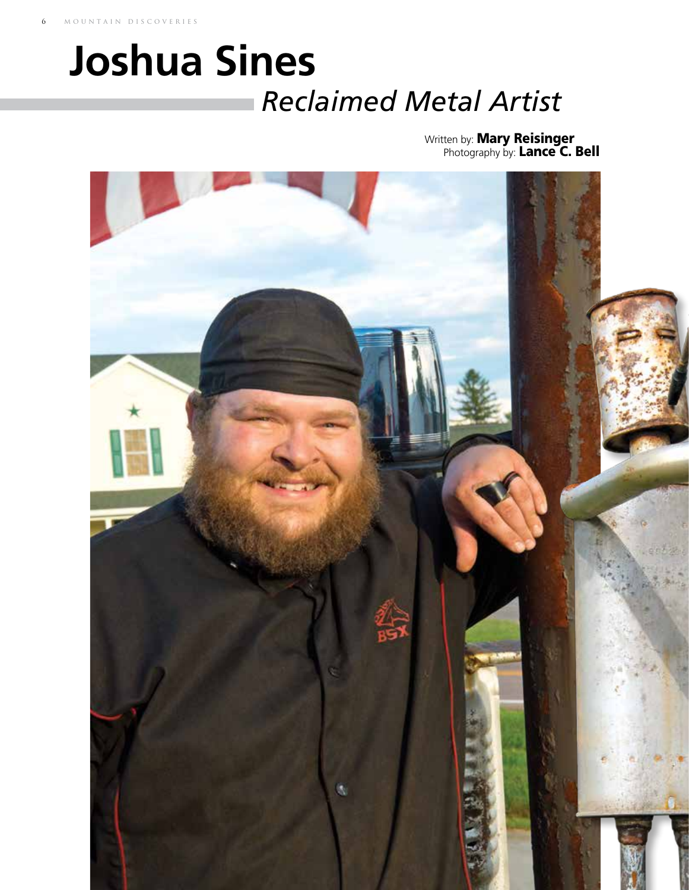# Joshua Sines

*Reclaimed Metal Artist*

Written by: **Mary Reisinger**
Photography by: **Lance C. Bell**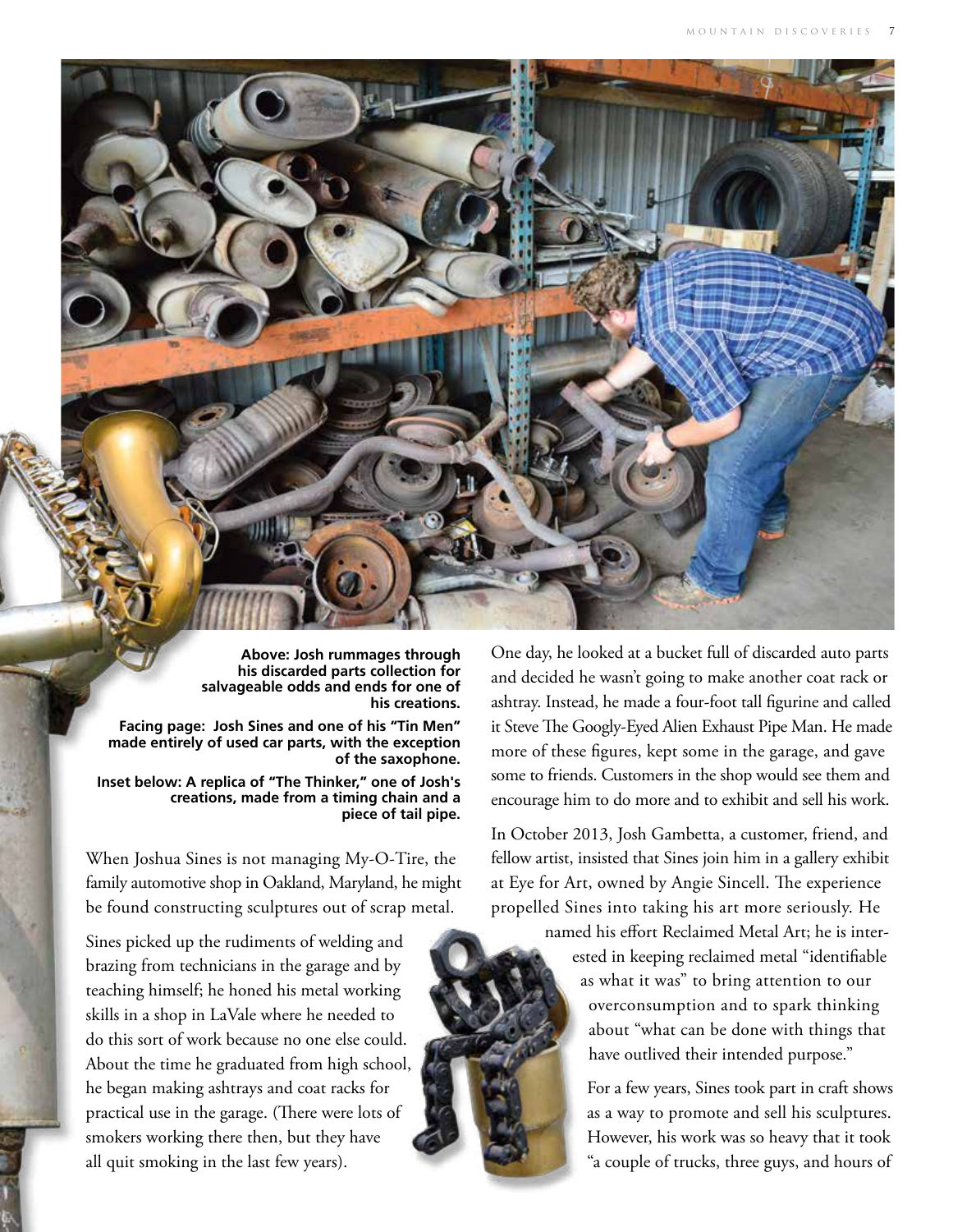**Above: Josh rummages through his discarded parts collection for salvageable odds and ends for one of his creations.**

**Facing page: Josh Sines and one of his "Tin Men" made entirely of used car parts, with the exception of the saxophone.**

**Inset below: A replica of "The Thinker," one of Josh's creations, made from a timing chain and a piece of tail pipe.**

When Joshua Sines is not managing My-O-Tire, the family automotive shop in Oakland, Maryland, he might be found constructing sculptures out of scrap metal.

Sines picked up the rudiments of welding and brazing from technicians in the garage and by teaching himself; he honed his metal working skills in a shop in LaVale where he needed to do this sort of work because no one else could. About the time he graduated from high school, he began making ashtrays and coat racks for practical use in the garage. (There were lots of smokers working there then, but they have all quit smoking in the last few years).

One day, he looked at a bucket full of discarded auto parts and decided he wasn't going to make another coat rack or ashtray. Instead, he made a four-foot tall figurine and called it Steve The Googly-Eyed Alien Exhaust Pipe Man. He made more of these figures, kept some in the garage, and gave some to friends. Customers in the shop would see them and encourage him to do more and to exhibit and sell his work.

In October 2013, Josh Gambetta, a customer, friend, and fellow artist, insisted that Sines join him in a gallery exhibit at Eye for Art, owned by Angie Sincell. The experience propelled Sines into taking his art more seriously. He named his effort Reclaimed Metal Art; he is interested in keeping reclaimed metal "identifiable as what it was" to bring attention to our overconsumption and to spark thinking about "what can be done with things that have outlived their intended purpose."

For a few years, Sines took part in craft shows as a way to promote and sell his sculptures. However, his work was so heavy that it took "a couple of trucks, three guys, and hours of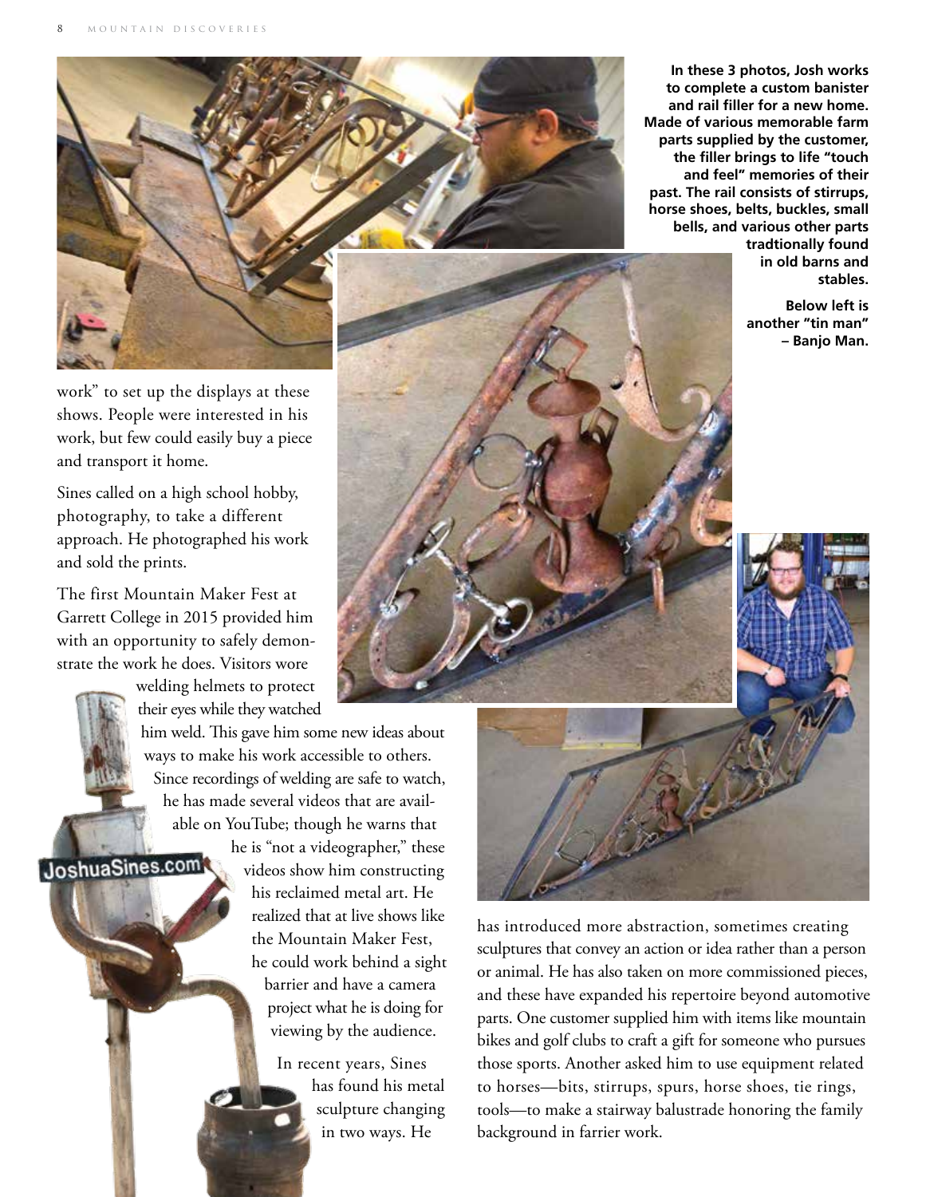In these 3 photos, Josh works to complete a custom banister and rail filler for a new home. Made of various memorable farm parts supplied by the customer, the filler brings to life "touch and feel" memories of their past. The rail consists of stirrups, horse shoes, belts, buckles, small bells, and various other parts tradtionally found in old barns and stables.

Below left is another "tin man" – Banjo Man.

work" to set up the displays at these shows. People were interested in his work, but few could easily buy a piece and transport it home.

Sines called on a high school hobby, photography, to take a different approach. He photographed his work and sold the prints.

The first Mountain Maker Fest at Garrett College in 2015 provided him with an opportunity to safely demonstrate the work he does. Visitors wore welding helmets to protect their eyes while they watched him weld. This gave him some new ideas about ways to make his work accessible to others. Since recordings of welding are safe to watch, he has made several videos that are available on YouTube; though he warns that he is "not a videographer," these videos show him constructing his reclaimed metal art. He realized that at live shows like the Mountain Maker Fest, he could work behind a sight barrier and have a camera project what he is doing for viewing by the audience.

In recent years, Sines has found his metal sculpture changing in two ways. He has introduced more abstraction, sometimes creating sculptures that convey an action or idea rather than a person or animal. He has also taken on more commissioned pieces, and these have expanded his repertoire beyond automotive parts. One customer supplied him with items like mountain bikes and golf clubs to craft a gift for someone who pursues those sports. Another asked him to use equipment related to horses—bits, stirrups, spurs, horse shoes, tie rings, tools—to make a stairway balustrade honoring the family background in farrier work.

JoshuaSines.com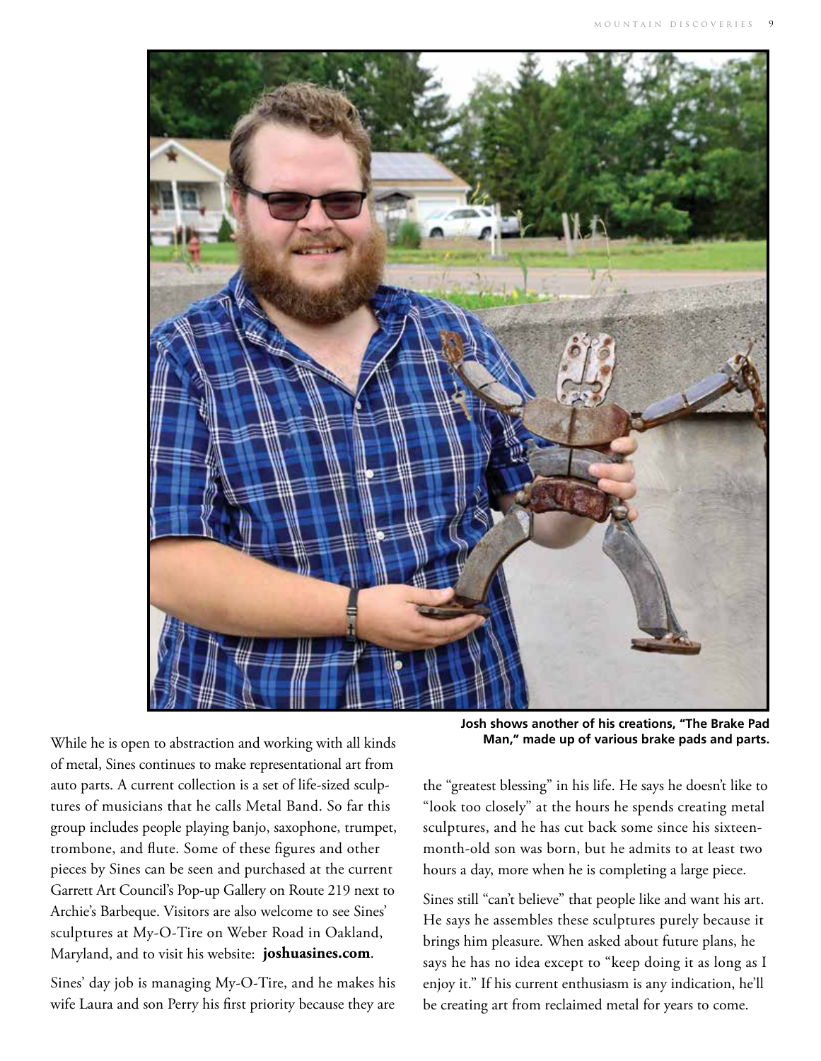Josh shows another of his creations, "The Brake Pad Man," made up of various brake pads and parts.

While he is open to abstraction and working with all kinds of metal, Sines continues to make representational art from auto parts. A current collection is a set of life-sized sculptures of musicians that he calls Metal Band. So far this group includes people playing banjo, saxophone, trumpet, trombone, and flute. Some of these figures and other pieces by Sines can be seen and purchased at the current Garrett Art Council's Pop-up Gallery on Route 219 next to Archie's Barbeque. Visitors are also welcome to see Sines' sculptures at My-O-Tire on Weber Road in Oakland, Maryland, and to visit his website: **joshuasines.com**.

Sines' day job is managing My-O-Tire, and he makes his wife Laura and son Perry his first priority because they are the "greatest blessing" in his life. He says he doesn't like to "look too closely" at the hours he spends creating metal sculptures, and he has cut back some since his sixteen-month-old son was born, but he admits to at least two hours a day, more when he is completing a large piece.

Sines still "can't believe" that people like and want his art. He says he assembles these sculptures purely because it brings him pleasure. When asked about future plans, he says he has no idea except to "keep doing it as long as I enjoy it." If his current enthusiasm is any indication, he'll be creating art from reclaimed metal for years to come.